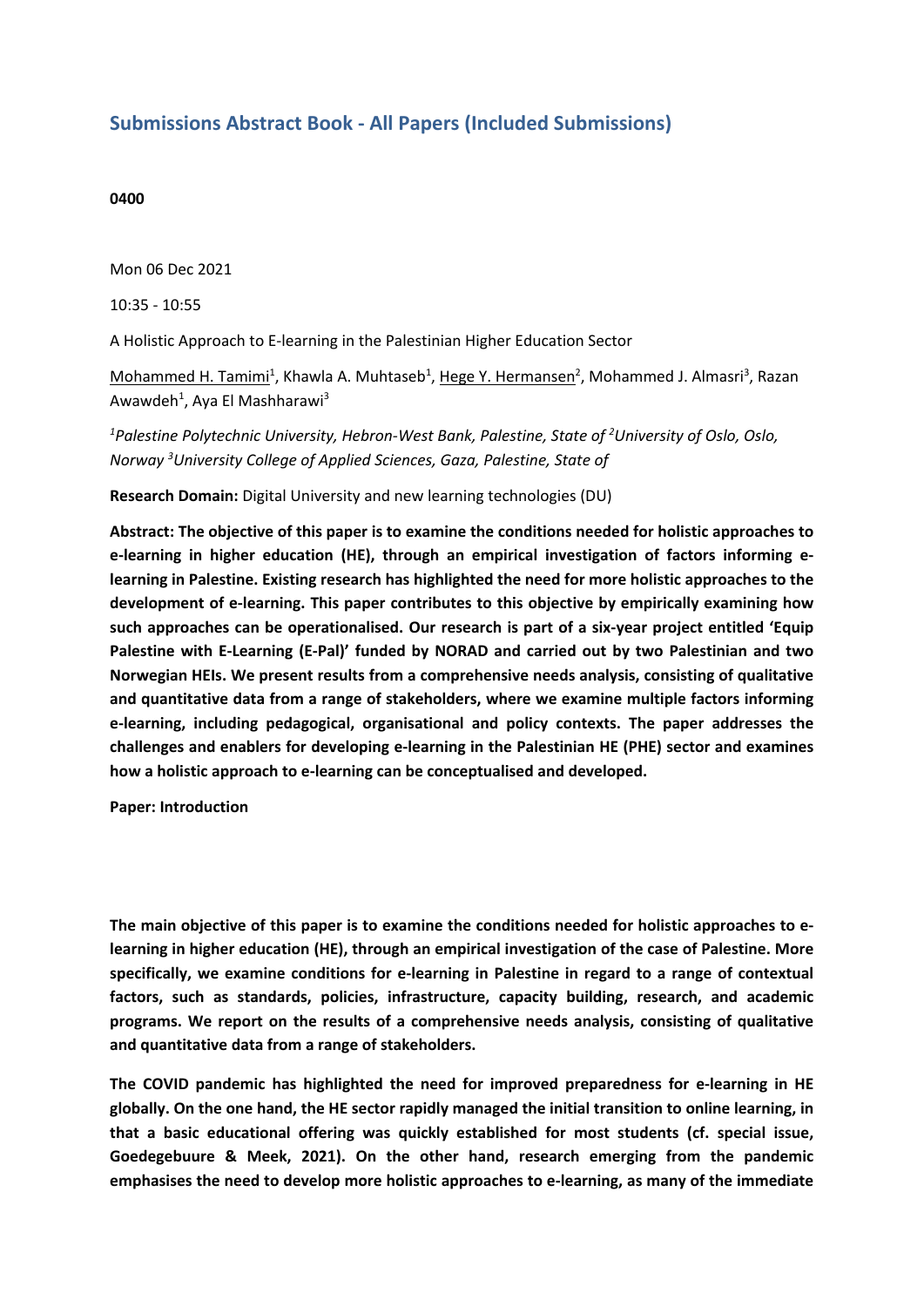## Submissions Abstract Book - All Papers (Included Submissions)

**0400**

Mon 06 Dec 2021

10:35 - 10:55

A Holistic Approach to E-learning in the Palestinian Higher Education Sector

Mohammed H. Tamimi[1], Khawla A. Muhtaseb[1], Hege Y. Hermansen[2], Mohammed J. Almasri[3], Razan Awawdeh[1], Aya El Mashharawi[3]

*[1]Palestine Polytechnic University, Hebron-West Bank, Palestine, State of [2]University of Oslo, Oslo, Norway [3]University College of Applied Sciences, Gaza, Palestine, State of*

**Research Domain:** Digital University and new learning technologies (DU)

**Abstract: The objective of this paper is to examine the conditions needed for holistic approaches to e-learning in higher education (HE), through an empirical investigation of factors informing e-learning in Palestine. Existing research has highlighted the need for more holistic approaches to the development of e-learning. This paper contributes to this objective by empirically examining how such approaches can be operationalised. Our research is part of a six-year project entitled 'Equip Palestine with E-Learning (E-Pal)' funded by NORAD and carried out by two Palestinian and two Norwegian HEIs. We present results from a comprehensive needs analysis, consisting of qualitative and quantitative data from a range of stakeholders, where we examine multiple factors informing e-learning, including pedagogical, organisational and policy contexts. The paper addresses the challenges and enablers for developing e-learning in the Palestinian HE (PHE) sector and examines how a holistic approach to e-learning can be conceptualised and developed.**

**Paper: Introduction**

**The main objective of this paper is to examine the conditions needed for holistic approaches to e-learning in higher education (HE), through an empirical investigation of the case of Palestine. More specifically, we examine conditions for e-learning in Palestine in regard to a range of contextual factors, such as standards, policies, infrastructure, capacity building, research, and academic programs. We report on the results of a comprehensive needs analysis, consisting of qualitative and quantitative data from a range of stakeholders.**

**The COVID pandemic has highlighted the need for improved preparedness for e-learning in HE globally. On the one hand, the HE sector rapidly managed the initial transition to online learning, in that a basic educational offering was quickly established for most students (cf. special issue, Goedegebuure & Meek, 2021). On the other hand, research emerging from the pandemic emphasises the need to develop more holistic approaches to e-learning, as many of the immediate**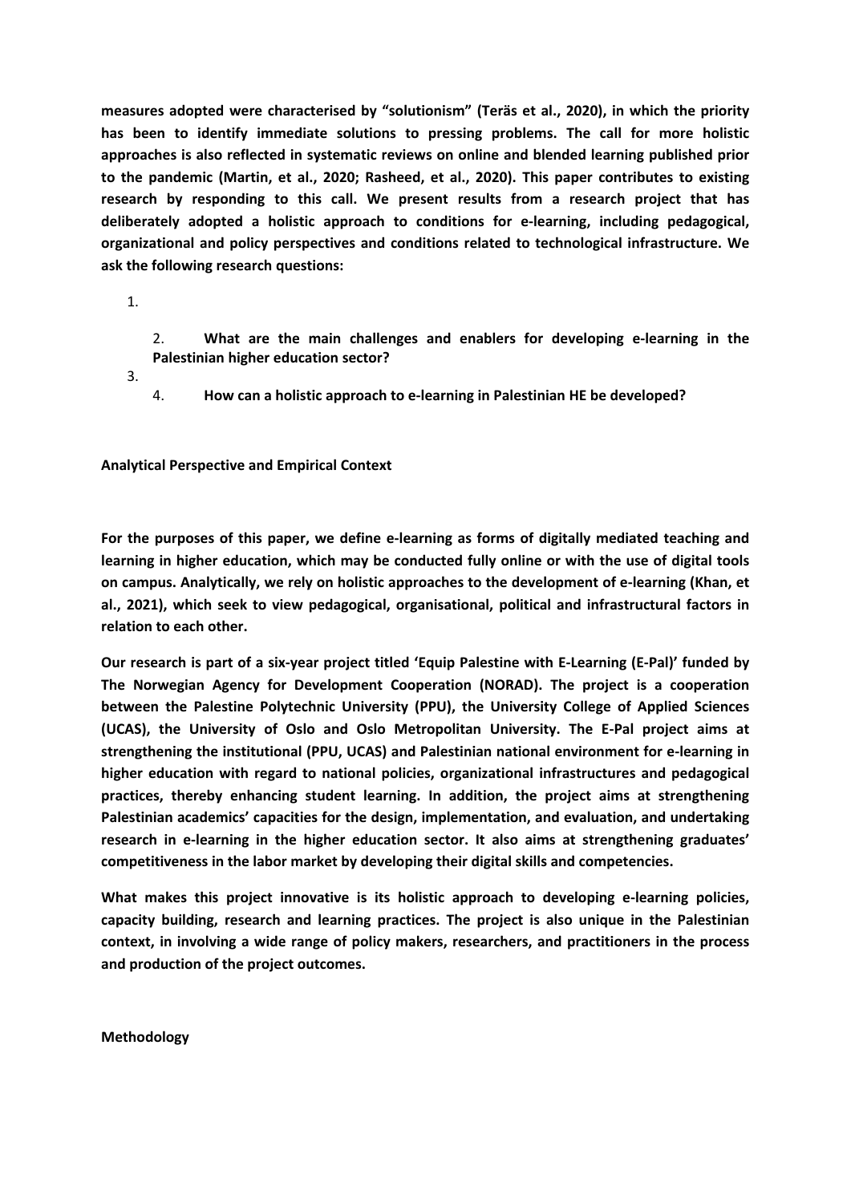**measures adopted were characterised by "solutionism" (Teräs et al., 2020), in which the priority has been to identify immediate solutions to pressing problems. The call for more holistic approaches is also reflected in systematic reviews on online and blended learning published prior to the pandemic (Martin, et al., 2020; Rasheed, et al., 2020). This paper contributes to existing research by responding to this call. We present results from a research project that has deliberately adopted a holistic approach to conditions for e-learning, including pedagogical, organizational and policy perspectives and conditions related to technological infrastructure. We ask the following research questions:**

1.

2. **What are the main challenges and enablers for developing e-learning in the Palestinian higher education sector?**

3.

4. **How can a holistic approach to e-learning in Palestinian HE be developed?**

**Analytical Perspective and Empirical Context**

**For the purposes of this paper, we define e-learning as forms of digitally mediated teaching and learning in higher education, which may be conducted fully online or with the use of digital tools on campus. Analytically, we rely on holistic approaches to the development of e-learning (Khan, et al., 2021), which seek to view pedagogical, organisational, political and infrastructural factors in relation to each other.**

**Our research is part of a six-year project titled 'Equip Palestine with E-Learning (E-Pal)' funded by The Norwegian Agency for Development Cooperation (NORAD). The project is a cooperation between the Palestine Polytechnic University (PPU), the University College of Applied Sciences (UCAS), the University of Oslo and Oslo Metropolitan University. The E-Pal project aims at strengthening the institutional (PPU, UCAS) and Palestinian national environment for e-learning in higher education with regard to national policies, organizational infrastructures and pedagogical practices, thereby enhancing student learning. In addition, the project aims at strengthening Palestinian academics' capacities for the design, implementation, and evaluation, and undertaking research in e-learning in the higher education sector. It also aims at strengthening graduates' competitiveness in the labor market by developing their digital skills and competencies.**

**What makes this project innovative is its holistic approach to developing e-learning policies, capacity building, research and learning practices. The project is also unique in the Palestinian context, in involving a wide range of policy makers, researchers, and practitioners in the process and production of the project outcomes.**

**Methodology**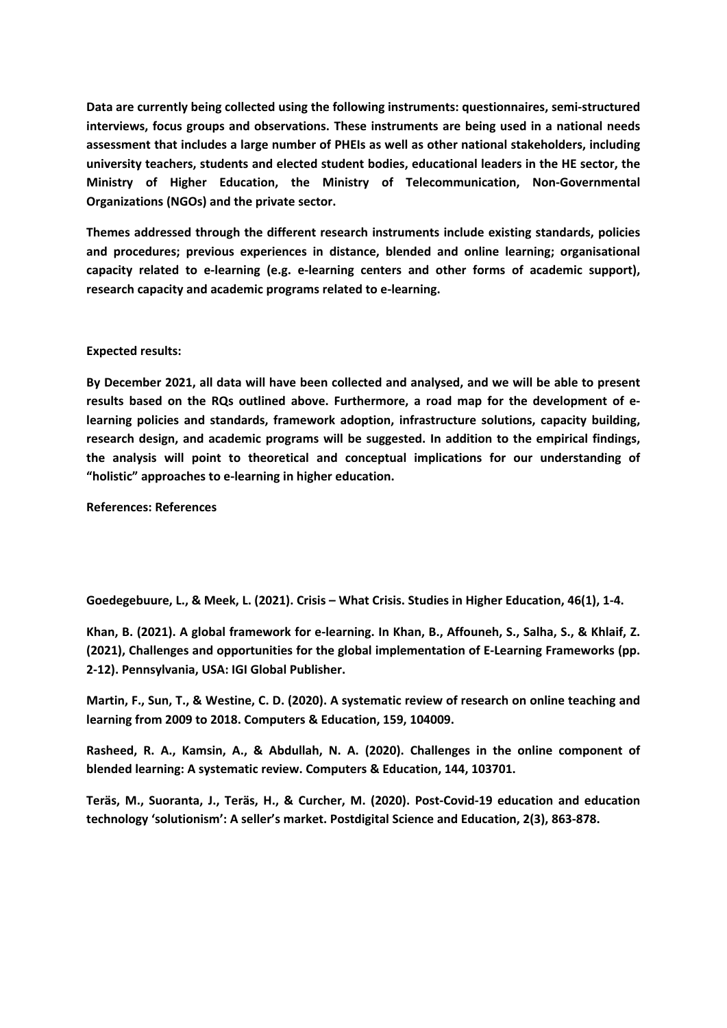**Data are currently being collected using the following instruments: questionnaires, semi-structured interviews, focus groups and observations. These instruments are being used in a national needs assessment that includes a large number of PHEIs as well as other national stakeholders, including university teachers, students and elected student bodies, educational leaders in the HE sector, the Ministry of Higher Education, the Ministry of Telecommunication, Non-Governmental Organizations (NGOs) and the private sector.**

**Themes addressed through the different research instruments include existing standards, policies and procedures; previous experiences in distance, blended and online learning; organisational capacity related to e-learning (e.g. e-learning centers and other forms of academic support), research capacity and academic programs related to e-learning.**

**Expected results:**

**By December 2021, all data will have been collected and analysed, and we will be able to present results based on the RQs outlined above. Furthermore, a road map for the development of e-learning policies and standards, framework adoption, infrastructure solutions, capacity building, research design, and academic programs will be suggested. In addition to the empirical findings, the analysis will point to theoretical and conceptual implications for our understanding of "holistic" approaches to e-learning in higher education.**

**References: References**

**Goedegebuure, L., & Meek, L. (2021). Crisis – What Crisis. Studies in Higher Education, 46(1), 1-4.**

**Khan, B. (2021). A global framework for e-learning. In Khan, B., Affouneh, S., Salha, S., & Khlaif, Z. (2021), Challenges and opportunities for the global implementation of E-Learning Frameworks (pp. 2-12). Pennsylvania, USA: IGI Global Publisher.**

**Martin, F., Sun, T., & Westine, C. D. (2020). A systematic review of research on online teaching and learning from 2009 to 2018. Computers & Education, 159, 104009.**

**Rasheed, R. A., Kamsin, A., & Abdullah, N. A. (2020). Challenges in the online component of blended learning: A systematic review. Computers & Education, 144, 103701.**

**Teräs, M., Suoranta, J., Teräs, H., & Curcher, M. (2020). Post-Covid-19 education and education technology 'solutionism': A seller's market. Postdigital Science and Education, 2(3), 863-878.**